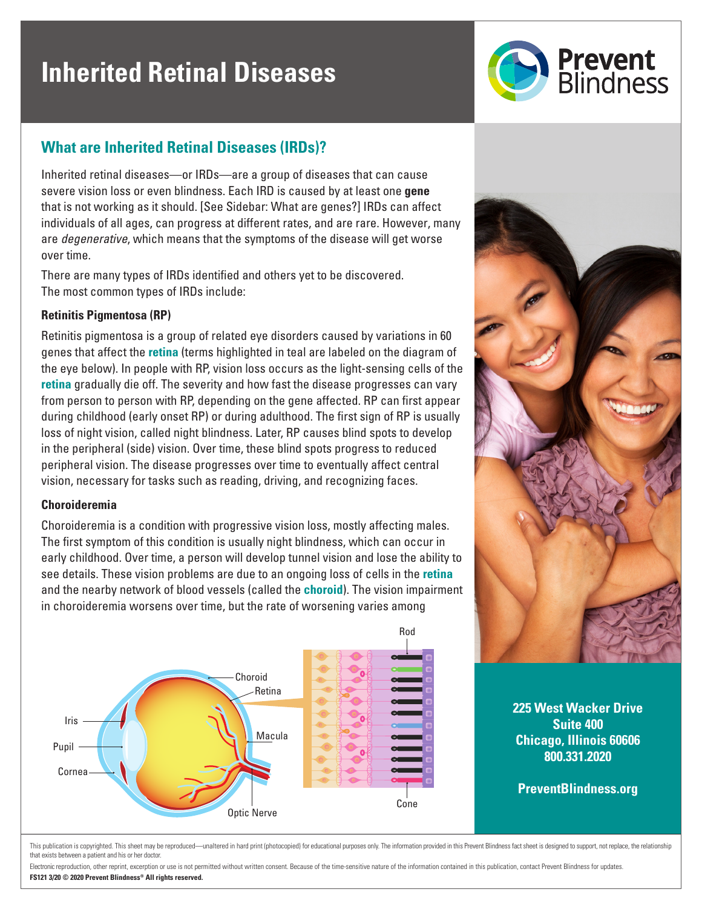# Inherited Retinal Diseases

## What are Inherited Retinal Diseases (IRDs)?

Inherited retinal diseases—or IRDs—are a group of diseases that can cause severe vision loss or even blindness. Each IRD is caused by at least one **gene** that is not working as it should. [See Sidebar: What are genes?] IRDs can affect individuals of all ages, can progress at different rates, and are rare. However, many are *degenerative*, which means that the symptoms of the disease will get worse over time.

There are many types of IRDs identified and others yet to be discovered. The most common types of IRDs include:

### Retinitis Pigmentosa (RP)

Retinitis pigmentosa is a group of related eye disorders caused by variations in 60 genes that affect the **retina** (terms highlighted in teal are labeled on the diagram of the eye below). In people with RP, vision loss occurs as the light-sensing cells of the **retina** gradually die off. The severity and how fast the disease progresses can vary from person to person with RP, depending on the gene affected. RP can first appear during childhood (early onset RP) or during adulthood. The first sign of RP is usually loss of night vision, called night blindness. Later, RP causes blind spots to develop in the peripheral (side) vision. Over time, these blind spots progress to reduced peripheral vision. The disease progresses over time to eventually affect central vision, necessary for tasks such as reading, driving, and recognizing faces.

### Choroideremia

Choroideremia is a condition with progressive vision loss, mostly affecting males. The first symptom of this condition is usually night blindness, which can occur in early childhood. Over time, a person will develop tunnel vision and lose the ability to see details. These vision problems are due to an ongoing loss of cells in the **retina** and the nearby network of blood vessels (called the **choroid**). The vision impairment in choroideremia worsens over time, but the rate of worsening varies among

225 West Wacker Drive
Suite 400
Chicago, Illinois 60606
800.331.2020

PreventBlindness.org

This publication is copyrighted. This sheet may be reproduced—unaltered in hard print (photocopied) for educational purposes only. The information provided in this Prevent Blindness fact sheet is designed to support, not replace, the relationship that exists between a patient and his or her doctor.

Electronic reproduction, other reprint, excerption or use is not permitted without written consent. Because of the time-sensitive nature of the information contained in this publication, contact Prevent Blindness for updates.

**FS121 3/20 © 2020 Prevent Blindness® All rights reserved.**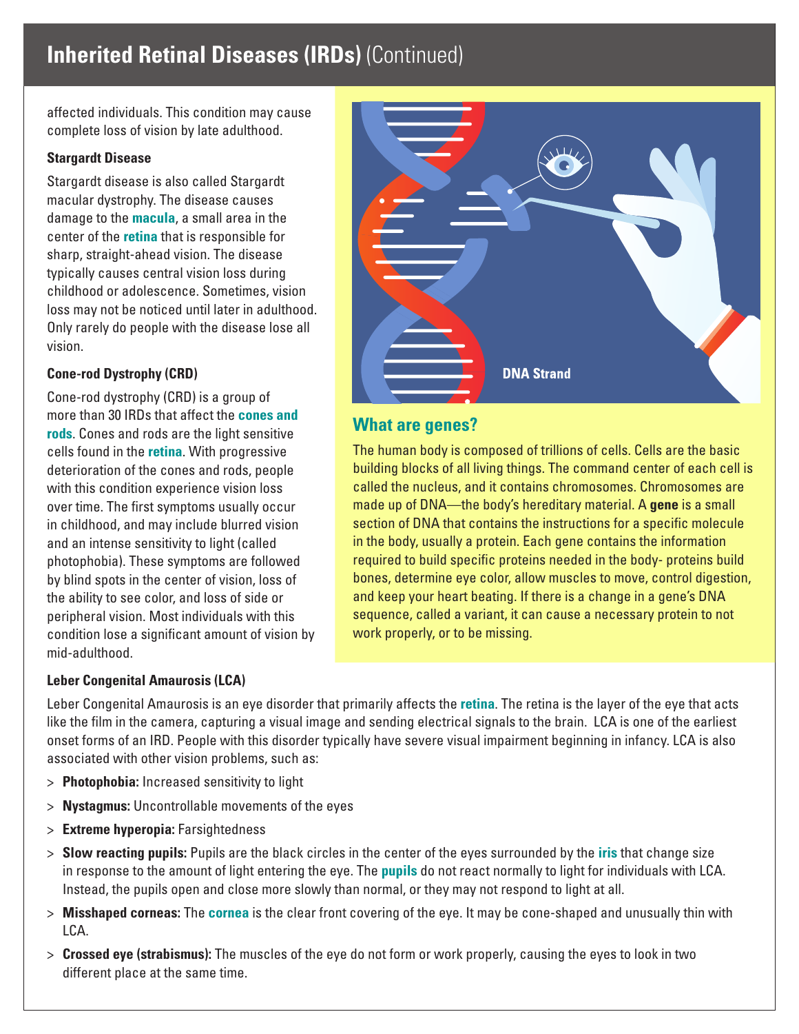affected individuals. This condition may cause complete loss of vision by late adulthood.

### Stargardt Disease

Stargardt disease is also called Stargardt macular dystrophy. The disease causes damage to the **macula**, a small area in the center of the **retina** that is responsible for sharp, straight-ahead vision. The disease typically causes central vision loss during childhood or adolescence. Sometimes, vision loss may not be noticed until later in adulthood. Only rarely do people with the disease lose all vision.

### Cone-rod Dystrophy (CRD)

Cone-rod dystrophy (CRD) is a group of more than 30 IRDs that affect the **cones and rods**. Cones and rods are the light sensitive cells found in the **retina**. With progressive deterioration of the cones and rods, people with this condition experience vision loss over time. The first symptoms usually occur in childhood, and may include blurred vision and an intense sensitivity to light (called photophobia). These symptoms are followed by blind spots in the center of vision, loss of the ability to see color, and loss of side or peripheral vision. Most individuals with this condition lose a significant amount of vision by mid-adulthood.

DNA Strand

## What are genes?

The human body is composed of trillions of cells. Cells are the basic building blocks of all living things. The command center of each cell is called the nucleus, and it contains chromosomes. Chromosomes are made up of DNA—the body's hereditary material. A **gene** is a small section of DNA that contains the instructions for a specific molecule in the body, usually a protein. Each gene contains the information required to build specific proteins needed in the body- proteins build bones, determine eye color, allow muscles to move, control digestion, and keep your heart beating. If there is a change in a gene's DNA sequence, called a variant, it can cause a necessary protein to not work properly, or to be missing.

### Leber Congenital Amaurosis (LCA)

Leber Congenital Amaurosis is an eye disorder that primarily affects the **retina**. The retina is the layer of the eye that acts like the film in the camera, capturing a visual image and sending electrical signals to the brain. LCA is one of the earliest onset forms of an IRD. People with this disorder typically have severe visual impairment beginning in infancy. LCA is also associated with other vision problems, such as:

- **Photophobia:** Increased sensitivity to light
- **Nystagmus:** Uncontrollable movements of the eyes
- **Extreme hyperopia:** Farsightedness
- **Slow reacting pupils:** Pupils are the black circles in the center of the eyes surrounded by the **iris** that change size in response to the amount of light entering the eye. The **pupils** do not react normally to light for individuals with LCA. Instead, the pupils open and close more slowly than normal, or they may not respond to light at all.
- **Misshaped corneas:** The **cornea** is the clear front covering of the eye. It may be cone-shaped and unusually thin with LCA.
- **Crossed eye (strabismus):** The muscles of the eye do not form or work properly, causing the eyes to look in two different place at the same time.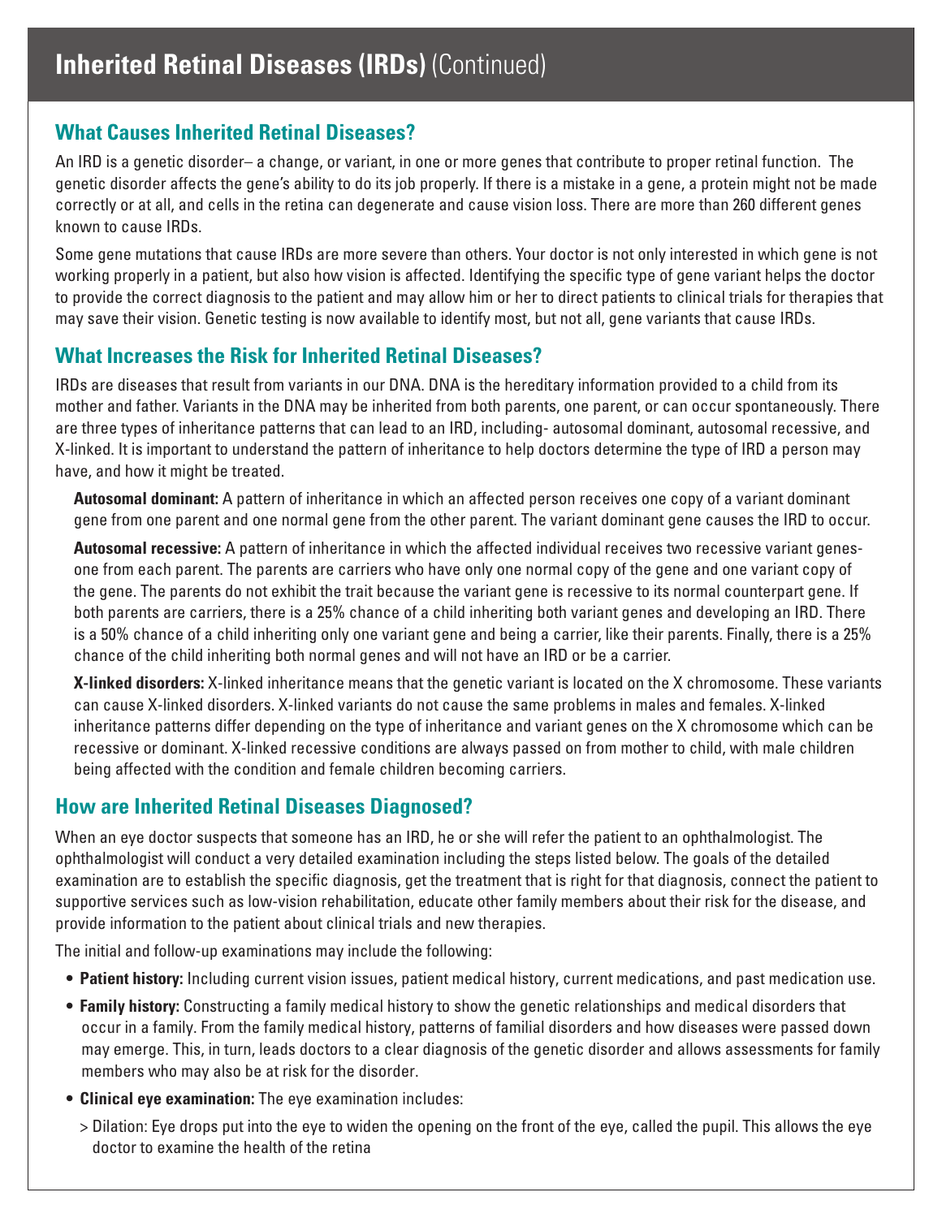# **Inherited Retinal Diseases (IRDs)** (Continued)

## What Causes Inherited Retinal Diseases?

An IRD is a genetic disorder– a change, or variant, in one or more genes that contribute to proper retinal function. The genetic disorder affects the gene's ability to do its job properly. If there is a mistake in a gene, a protein might not be made correctly or at all, and cells in the retina can degenerate and cause vision loss. There are more than 260 different genes known to cause IRDs.

Some gene mutations that cause IRDs are more severe than others. Your doctor is not only interested in which gene is not working properly in a patient, but also how vision is affected. Identifying the specific type of gene variant helps the doctor to provide the correct diagnosis to the patient and may allow him or her to direct patients to clinical trials for therapies that may save their vision. Genetic testing is now available to identify most, but not all, gene variants that cause IRDs.

## What Increases the Risk for Inherited Retinal Diseases?

IRDs are diseases that result from variants in our DNA. DNA is the hereditary information provided to a child from its mother and father. Variants in the DNA may be inherited from both parents, one parent, or can occur spontaneously. There are three types of inheritance patterns that can lead to an IRD, including- autosomal dominant, autosomal recessive, and X-linked. It is important to understand the pattern of inheritance to help doctors determine the type of IRD a person may have, and how it might be treated.

**Autosomal dominant:** A pattern of inheritance in which an affected person receives one copy of a variant dominant gene from one parent and one normal gene from the other parent. The variant dominant gene causes the IRD to occur.

**Autosomal recessive:** A pattern of inheritance in which the affected individual receives two recessive variant genes- one from each parent. The parents are carriers who have only one normal copy of the gene and one variant copy of the gene. The parents do not exhibit the trait because the variant gene is recessive to its normal counterpart gene. If both parents are carriers, there is a 25% chance of a child inheriting both variant genes and developing an IRD. There is a 50% chance of a child inheriting only one variant gene and being a carrier, like their parents. Finally, there is a 25% chance of the child inheriting both normal genes and will not have an IRD or be a carrier.

**X-linked disorders:** X-linked inheritance means that the genetic variant is located on the X chromosome. These variants can cause X-linked disorders. X-linked variants do not cause the same problems in males and females. X-linked inheritance patterns differ depending on the type of inheritance and variant genes on the X chromosome which can be recessive or dominant. X-linked recessive conditions are always passed on from mother to child, with male children being affected with the condition and female children becoming carriers.

## How are Inherited Retinal Diseases Diagnosed?

When an eye doctor suspects that someone has an IRD, he or she will refer the patient to an ophthalmologist. The ophthalmologist will conduct a very detailed examination including the steps listed below. The goals of the detailed examination are to establish the specific diagnosis, get the treatment that is right for that diagnosis, connect the patient to supportive services such as low-vision rehabilitation, educate other family members about their risk for the disease, and provide information to the patient about clinical trials and new therapies.

The initial and follow-up examinations may include the following:

- **Patient history:** Including current vision issues, patient medical history, current medications, and past medication use.
- **Family history:** Constructing a family medical history to show the genetic relationships and medical disorders that occur in a family. From the family medical history, patterns of familial disorders and how diseases were passed down may emerge. This, in turn, leads doctors to a clear diagnosis of the genetic disorder and allows assessments for family members who may also be at risk for the disorder.
- **Clinical eye examination:** The eye examination includes:
  - Dilation: Eye drops put into the eye to widen the opening on the front of the eye, called the pupil. This allows the eye doctor to examine the health of the retina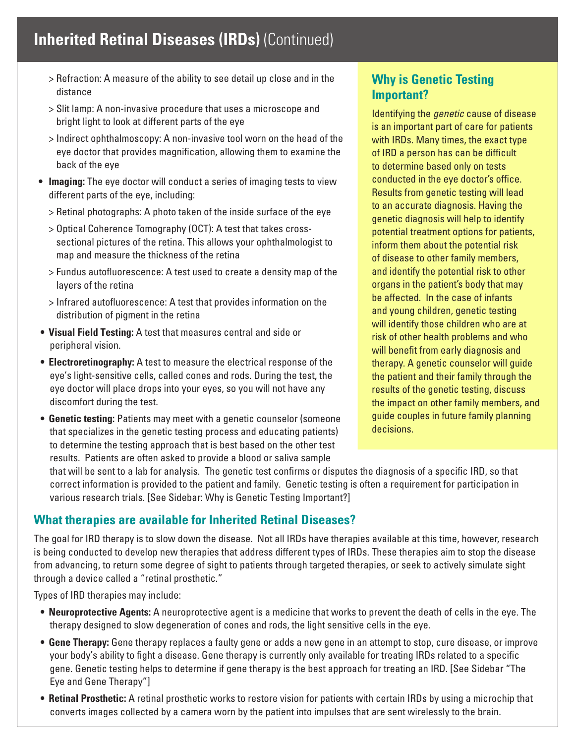# Inherited Retinal Diseases (IRDs) (Continued)

> Refraction: A measure of the ability to see detail up close and in the distance

> Slit lamp: A non-invasive procedure that uses a microscope and bright light to look at different parts of the eye

> Indirect ophthalmoscopy: A non-invasive tool worn on the head of the eye doctor that provides magnification, allowing them to examine the back of the eye

- **Imaging:** The eye doctor will conduct a series of imaging tests to view different parts of the eye, including:

  > Retinal photographs: A photo taken of the inside surface of the eye

  > Optical Coherence Tomography (OCT): A test that takes cross-sectional pictures of the retina. This allows your ophthalmologist to map and measure the thickness of the retina

  > Fundus autofluorescence: A test used to create a density map of the layers of the retina

  > Infrared autofluorescence: A test that provides information on the distribution of pigment in the retina

- **Visual Field Testing:** A test that measures central and side or peripheral vision.
- **Electroretinography:** A test to measure the electrical response of the eye's light-sensitive cells, called cones and rods. During the test, the eye doctor will place drops into your eyes, so you will not have any discomfort during the test.
- **Genetic testing:** Patients may meet with a genetic counselor (someone that specializes in the genetic testing process and educating patients) to determine the testing approach that is best based on the other test results. Patients are often asked to provide a blood or saliva sample that will be sent to a lab for analysis. The genetic test confirms or disputes the diagnosis of a specific IRD, so that correct information is provided to the patient and family. Genetic testing is often a requirement for participation in various research trials. [See Sidebar: Why is Genetic Testing Important?]

## Why is Genetic Testing Important?

Identifying the *genetic* cause of disease is an important part of care for patients with IRDs. Many times, the exact type of IRD a person has can be difficult to determine based only on tests conducted in the eye doctor's office. Results from genetic testing will lead to an accurate diagnosis. Having the genetic diagnosis will help to identify potential treatment options for patients, inform them about the potential risk of disease to other family members, and identify the potential risk to other organs in the patient's body that may be affected. In the case of infants and young children, genetic testing will identify those children who are at risk of other health problems and who will benefit from early diagnosis and therapy. A genetic counselor will guide the patient and their family through the results of the genetic testing, discuss the impact on other family members, and guide couples in future family planning decisions.

## What therapies are available for Inherited Retinal Diseases?

The goal for IRD therapy is to slow down the disease. Not all IRDs have therapies available at this time, however, research is being conducted to develop new therapies that address different types of IRDs. These therapies aim to stop the disease from advancing, to return some degree of sight to patients through targeted therapies, or seek to actively simulate sight through a device called a "retinal prosthetic."

Types of IRD therapies may include:

- **Neuroprotective Agents:** A neuroprotective agent is a medicine that works to prevent the death of cells in the eye. The therapy designed to slow degeneration of cones and rods, the light sensitive cells in the eye.
- **Gene Therapy:** Gene therapy replaces a faulty gene or adds a new gene in an attempt to stop, cure disease, or improve your body's ability to fight a disease. Gene therapy is currently only available for treating IRDs related to a specific gene. Genetic testing helps to determine if gene therapy is the best approach for treating an IRD. [See Sidebar "The Eye and Gene Therapy"]
- **Retinal Prosthetic:** A retinal prosthetic works to restore vision for patients with certain IRDs by using a microchip that converts images collected by a camera worn by the patient into impulses that are sent wirelessly to the brain.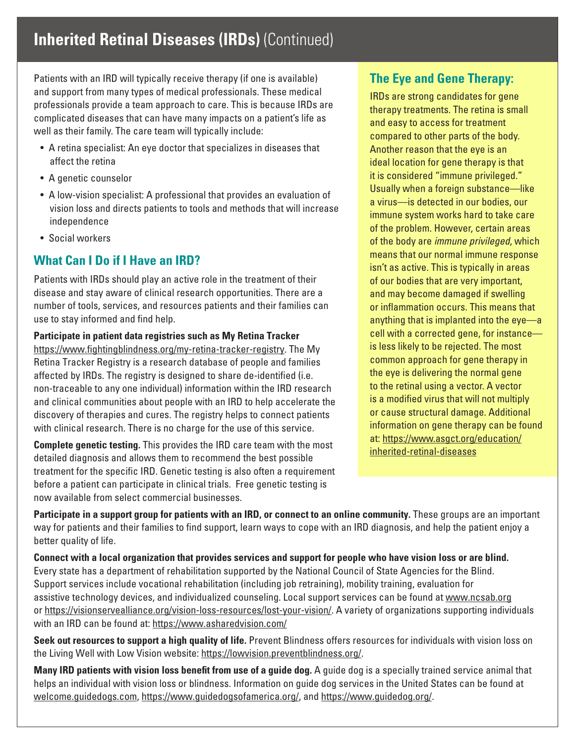# Inherited Retinal Diseases (IRDs) (Continued)

Patients with an IRD will typically receive therapy (if one is available) and support from many types of medical professionals. These medical professionals provide a team approach to care. This is because IRDs are complicated diseases that can have many impacts on a patient's life as well as their family. The care team will typically include:

- A retina specialist: An eye doctor that specializes in diseases that affect the retina
- A genetic counselor
- A low-vision specialist: A professional that provides an evaluation of vision loss and directs patients to tools and methods that will increase independence
- Social workers

## What Can I Do if I Have an IRD?

Patients with IRDs should play an active role in the treatment of their disease and stay aware of clinical research opportunities. There are a number of tools, services, and resources patients and their families can use to stay informed and find help.

**Participate in patient data registries such as My Retina Tracker** https://www.fightingblindness.org/my-retina-tracker-registry. The My Retina Tracker Registry is a research database of people and families affected by IRDs. The registry is designed to share de-identified (i.e. non-traceable to any one individual) information within the IRD research and clinical communities about people with an IRD to help accelerate the discovery of therapies and cures. The registry helps to connect patients with clinical research. There is no charge for the use of this service.

**Complete genetic testing.** This provides the IRD care team with the most detailed diagnosis and allows them to recommend the best possible treatment for the specific IRD. Genetic testing is also often a requirement before a patient can participate in clinical trials. Free genetic testing is now available from select commercial businesses.

**Participate in a support group for patients with an IRD, or connect to an online community.** These groups are an important way for patients and their families to find support, learn ways to cope with an IRD diagnosis, and help the patient enjoy a better quality of life.

**Connect with a local organization that provides services and support for people who have vision loss or are blind.** Every state has a department of rehabilitation supported by the National Council of State Agencies for the Blind. Support services include vocational rehabilitation (including job retraining), mobility training, evaluation for assistive technology devices, and individualized counseling. Local support services can be found at www.ncsab.org or https://visionservealliance.org/vision-loss-resources/lost-your-vision/. A variety of organizations supporting individuals with an IRD can be found at: https://www.asharedvision.com/

**Seek out resources to support a high quality of life.** Prevent Blindness offers resources for individuals with vision loss on the Living Well with Low Vision website: https://lowvision.preventblindness.org/.

**Many IRD patients with vision loss benefit from use of a guide dog.** A guide dog is a specially trained service animal that helps an individual with vision loss or blindness. Information on guide dog services in the United States can be found at welcome.guidedogs.com, https://www.guidedogsofamerica.org/, and https://www.guidedog.org/.

## The Eye and Gene Therapy:

IRDs are strong candidates for gene therapy treatments. The retina is small and easy to access for treatment compared to other parts of the body. Another reason that the eye is an ideal location for gene therapy is that it is considered "immune privileged." Usually when a foreign substance—like a virus—is detected in our bodies, our immune system works hard to take care of the problem. However, certain areas of the body are *immune privileged*, which means that our normal immune response isn't as active. This is typically in areas of our bodies that are very important, and may become damaged if swelling or inflammation occurs. This means that anything that is implanted into the eye—a cell with a corrected gene, for instance—is less likely to be rejected. The most common approach for gene therapy in the eye is delivering the normal gene to the retinal using a vector. A vector is a modified virus that will not multiply or cause structural damage. Additional information on gene therapy can be found at: https://www.asgct.org/education/inherited-retinal-diseases